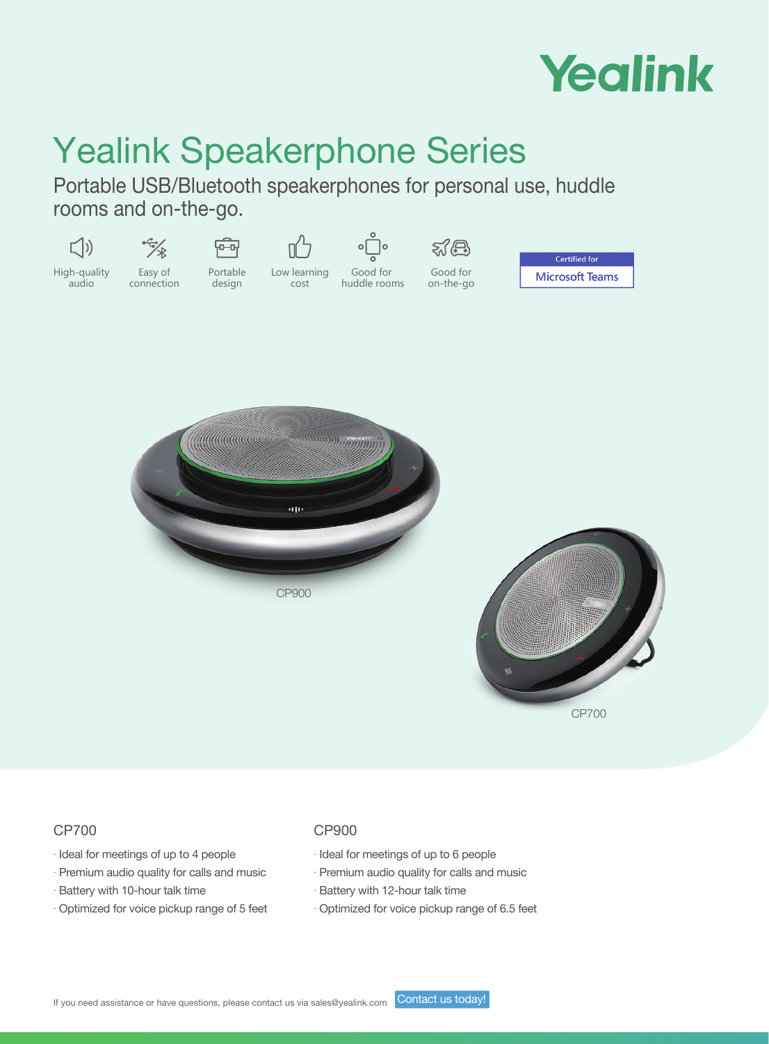Yealink

# Yealink Speakerphone Series

Portable USB/Bluetooth speakerphones for personal use, huddle rooms and on-the-go.

High-quality audio | Easy of connection | Portable design | Low learning cost | Good for huddle rooms | Good for on-the-go

Certified for Microsoft Teams

CP900

CP700

## CP700

- Ideal for meetings of up to 4 people
- Premium audio quality for calls and music
- Battery with 10-hour talk time
- Optimized for voice pickup range of 5 feet

## CP900

- Ideal for meetings of up to 6 people
- Premium audio quality for calls and music
- Battery with 12-hour talk time
- Optimized for voice pickup range of 6.5 feet

If you need assistance or have questions, please contact us via sales@yealink.com Contact us today!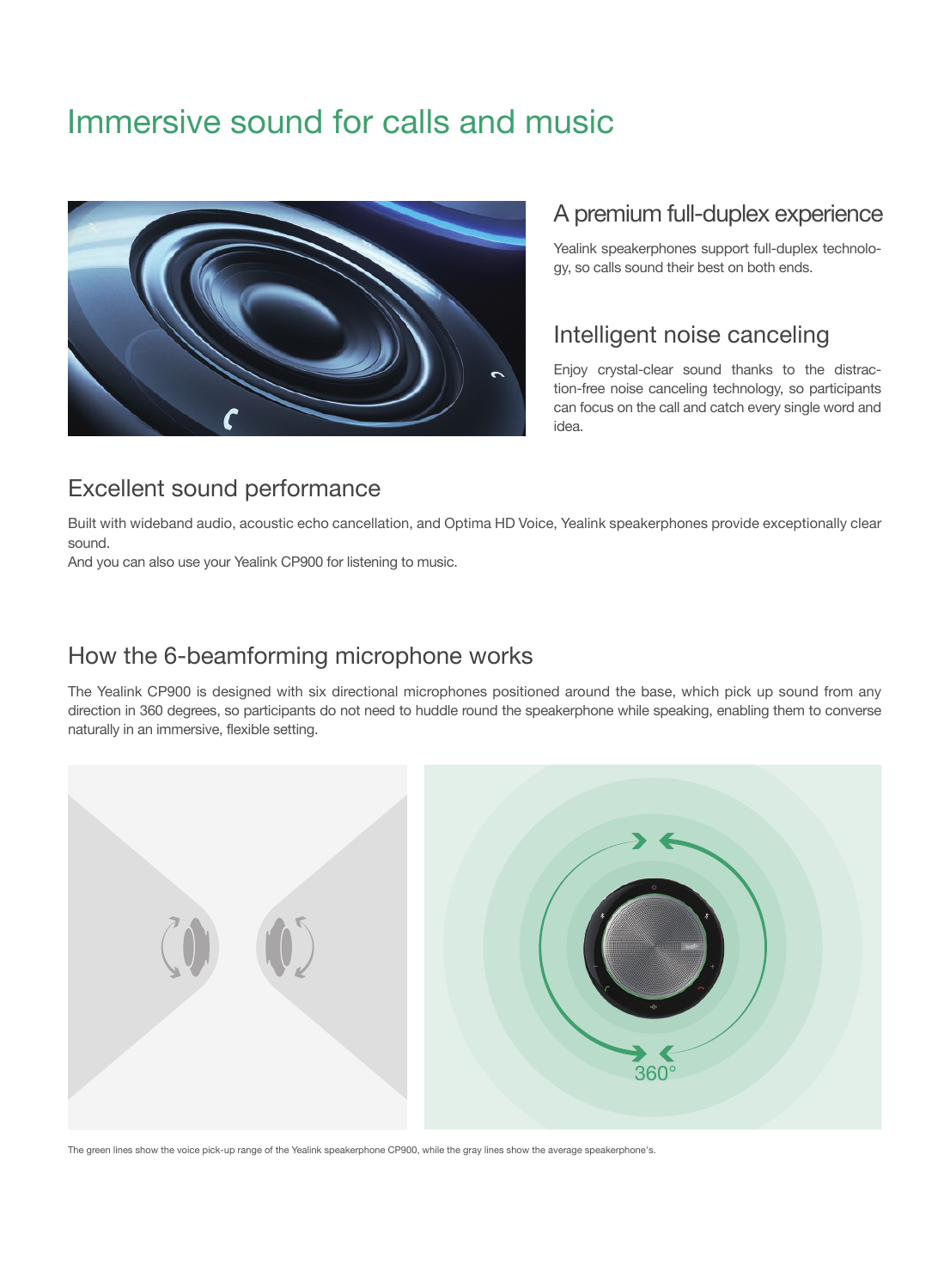# Immersive sound for calls and music

## A premium full-duplex experience

Yealink speakerphones support full-duplex technology, so calls sound their best on both ends.

## Intelligent noise canceling

Enjoy crystal-clear sound thanks to the distraction-free noise canceling technology, so participants can focus on the call and catch every single word and idea.

## Excellent sound performance

Built with wideband audio, acoustic echo cancellation, and Optima HD Voice, Yealink speakerphones provide exceptionally clear sound.
And you can also use your Yealink CP900 for listening to music.

## How the 6-beamforming microphone works

The Yealink CP900 is designed with six directional microphones positioned around the base, which pick up sound from any direction in 360 degrees, so participants do not need to huddle round the speakerphone while speaking, enabling them to converse naturally in an immersive, flexible setting.

360°

The green lines show the voice pick-up range of the Yealink speakerphone CP900, while the gray lines show the average speakerphone's.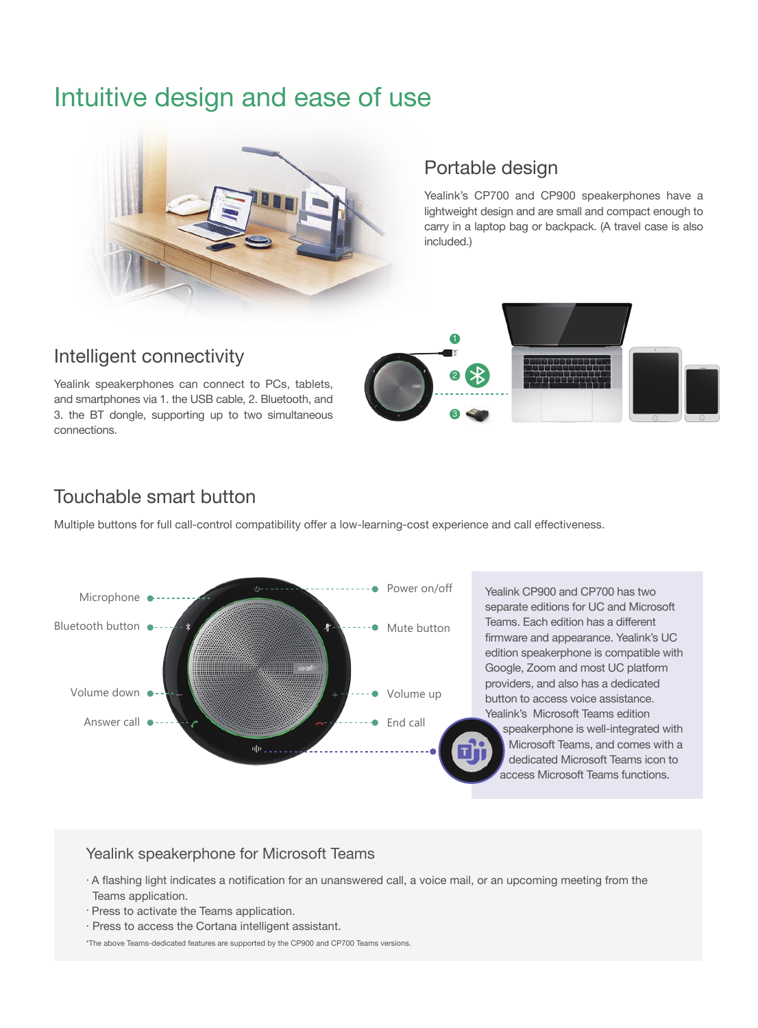# Intuitive design and ease of use

## Portable design

Yealink's CP700 and CP900 speakerphones have a lightweight design and are small and compact enough to carry in a laptop bag or backpack. (A travel case is also included.)

## Intelligent connectivity

Yealink speakerphones can connect to PCs, tablets, and smartphones via 1. the USB cable, 2. Bluetooth, and 3. the BT dongle, supporting up to two simultaneous connections.

## Touchable smart button

Multiple buttons for full call-control compatibility offer a low-learning-cost experience and call effectiveness.

Microphone

Bluetooth button

Volume down

Answer call

Power on/off

Mute button

Volume up

End call

Yealink CP900 and CP700 has two separate editions for UC and Microsoft Teams. Each edition has a different firmware and appearance. Yealink's UC edition speakerphone is compatible with Google, Zoom and most UC platform providers, and also has a dedicated button to access voice assistance. Yealink's Microsoft Teams edition speakerphone is well-integrated with Microsoft Teams, and comes with a dedicated Microsoft Teams icon to access Microsoft Teams functions.

### Yealink speakerphone for Microsoft Teams

- A flashing light indicates a notification for an unanswered call, a voice mail, or an upcoming meeting from the Teams application.
- Press to activate the Teams application.
- Press to access the Cortana intelligent assistant.

*The above Teams-dedicated features are supported by the CP900 and CP700 Teams versions.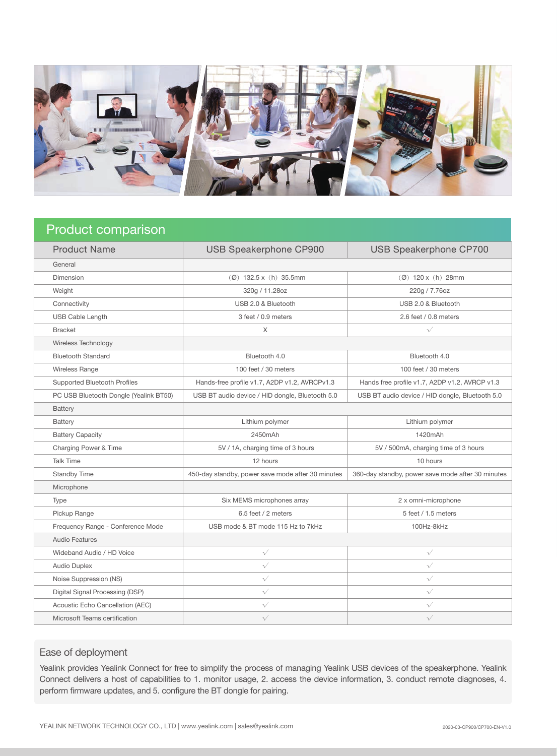## Product comparison

| Product Name | USB Speakerphone CP900 | USB Speakerphone CP700 |
|---|---|---|
| General | | |
| Dimension | (Ø) 132.5 x (h) 35.5mm | (Ø) 120 x (h) 28mm |
| Weight | 320g / 11.28oz | 220g / 7.76oz |
| Connectivity | USB 2.0 & Bluetooth | USB 2.0 & Bluetooth |
| USB Cable Length | 3 feet / 0.9 meters | 2.6 feet / 0.8 meters |
| Bracket | X | √ |
| Wireless Technology | | |
| Bluetooth Standard | Bluetooth 4.0 | Bluetooth 4.0 |
| Wireless Range | 100 feet / 30 meters | 100 feet / 30 meters |
| Supported Bluetooth Profiles | Hands-free profile v1.7, A2DP v1.2, AVRCPv1.3 | Hands free profile v1.7, A2DP v1.2, AVRCP v1.3 |
| PC USB Bluetooth Dongle (Yealink BT50) | USB BT audio device / HID dongle, Bluetooth 5.0 | USB BT audio device / HID dongle, Bluetooth 5.0 |
| Battery | | |
| Battery | Lithium polymer | Lithium polymer |
| Battery Capacity | 2450mAh | 1420mAh |
| Charging Power & Time | 5V / 1A, charging time of 3 hours | 5V / 500mA, charging time of 3 hours |
| Talk Time | 12 hours | 10 hours |
| Standby Time | 450-day standby, power save mode after 30 minutes | 360-day standby, power save mode after 30 minutes |
| Microphone | | |
| Type | Six MEMS microphones array | 2 x omni-microphone |
| Pickup Range | 6.5 feet / 2 meters | 5 feet / 1.5 meters |
| Frequency Range - Conference Mode | USB mode & BT mode 115 Hz to 7kHz | 100Hz-8kHz |
| Audio Features | | |
| Wideband Audio / HD Voice | √ | √ |
| Audio Duplex | √ | √ |
| Noise Suppression (NS) | √ | √ |
| Digital Signal Processing (DSP) | √ | √ |
| Acoustic Echo Cancellation (AEC) | √ | √ |
| Microsoft Teams certification | √ | √ |

### Ease of deployment

Yealink provides Yealink Connect for free to simplify the process of managing Yealink USB devices of the speakerphone. Yealink Connect delivers a host of capabilities to 1. monitor usage, 2. access the device information, 3. conduct remote diagnoses, 4. perform firmware updates, and 5. configure the BT dongle for pairing.

YEALINK NETWORK TECHNOLOGY CO., LTD | www.yealink.com | sales@yealink.com

2020-03-CP900/CP700-EN-V1.0